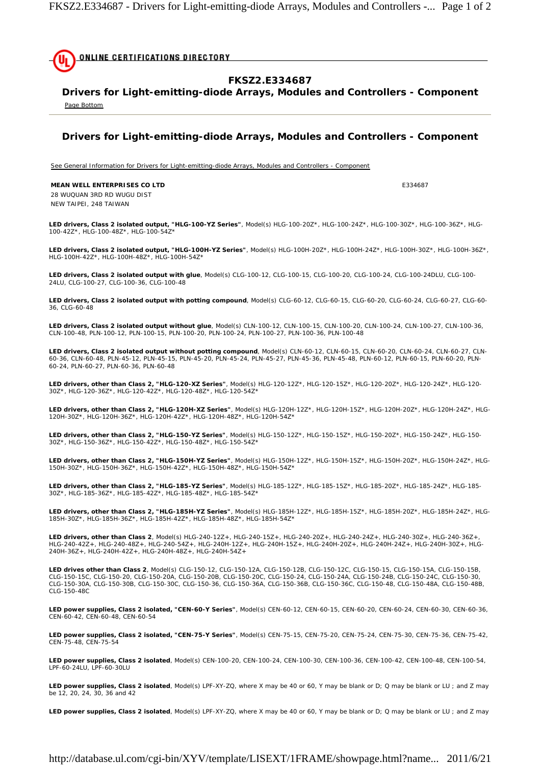ONLINE CERTIFICATIONS DIRECTORY

## FKSZ2.E334687

## Drivers for Light-emitting-diode Arrays, Modules and Controllers - Component

Page Bottom

## Drivers for Light-emitting-diode Arrays, Modules and Controllers - Component

See General Information for Drivers for Light-emitting-diode Arrays, Modules and Controllers - Component

**MEAN WELL ENTERPRISES CO LTD** E334687

28 WUQUAN 3RD RD WUGU DIST
NEW TAIPEI, 248 TAIWAN

**LED drivers, Class 2 isolated output, "HLG-100-YZ Series"**, Model(s) HLG-100-20Z*, HLG-100-24Z*, HLG-100-30Z*, HLG-100-36Z*, HLG-100-42Z*, HLG-100-48Z*, HLG-100-54Z*

**LED drivers, Class 2 isolated output, "HLG-100H-YZ Series"**, Model(s) HLG-100H-20Z*, HLG-100H-24Z*, HLG-100H-30Z*, HLG-100H-36Z*, HLG-100H-42Z*, HLG-100H-48Z*, HLG-100H-54Z*

**LED drivers, Class 2 isolated output with glue**, Model(s) CLG-100-12, CLG-100-15, CLG-100-20, CLG-100-24, CLG-100-24DLU, CLG-100-24LU, CLG-100-27, CLG-100-36, CLG-100-48

**LED drivers, Class 2 isolated output with potting compound**, Model(s) CLG-60-12, CLG-60-15, CLG-60-20, CLG-60-24, CLG-60-27, CLG-60-36, CLG-60-48

**LED drivers, Class 2 isolated output without glue**, Model(s) CLN-100-12, CLN-100-15, CLN-100-20, CLN-100-24, CLN-100-27, CLN-100-36, CLN-100-48, PLN-100-12, PLN-100-15, PLN-100-20, PLN-100-24, PLN-100-27, PLN-100-36, PLN-100-48

**LED drivers, Class 2 isolated output without potting compound**, Model(s) CLN-60-12, CLN-60-15, CLN-60-20, CLN-60-24, CLN-60-27, CLN-60-36, CLN-60-48, PLN-45-12, PLN-45-15, PLN-45-20, PLN-45-24, PLN-45-27, PLN-45-36, PLN-45-48, PLN-60-12, PLN-60-15, PLN-60-20, PLN-60-24, PLN-60-27, PLN-60-36, PLN-60-48

**LED drivers, other than Class 2, "HLG-120-XZ Series"**, Model(s) HLG-120-12Z*, HLG-120-15Z*, HLG-120-20Z*, HLG-120-24Z*, HLG-120-30Z*, HLG-120-36Z*, HLG-120-42Z*, HLG-120-48Z*, HLG-120-54Z*

**LED drivers, other than Class 2, "HLG-120H-XZ Series"**, Model(s) HLG-120H-12Z*, HLG-120H-15Z*, HLG-120H-20Z*, HLG-120H-24Z*, HLG-120H-30Z*, HLG-120H-36Z*, HLG-120H-42Z*, HLG-120H-48Z*, HLG-120H-54Z*

**LED drivers, other than Class 2, "HLG-150-YZ Series"**, Model(s) HLG-150-12Z*, HLG-150-15Z*, HLG-150-20Z*, HLG-150-24Z*, HLG-150-30Z*, HLG-150-36Z*, HLG-150-42Z*, HLG-150-48Z*, HLG-150-54Z*

**LED drivers, other than Class 2, "HLG-150H-YZ Series"**, Model(s) HLG-150H-12Z*, HLG-150H-15Z*, HLG-150H-20Z*, HLG-150H-24Z*, HLG-150H-30Z*, HLG-150H-36Z*, HLG-150H-42Z*, HLG-150H-48Z*, HLG-150H-54Z*

**LED drivers, other than Class 2, "HLG-185-YZ Series"**, Model(s) HLG-185-12Z*, HLG-185-15Z*, HLG-185-20Z*, HLG-185-24Z*, HLG-185-30Z*, HLG-185-36Z*, HLG-185-42Z*, HLG-185-48Z*, HLG-185-54Z*

**LED drivers, other than Class 2, "HLG-185H-YZ Series"**, Model(s) HLG-185H-12Z*, HLG-185H-15Z*, HLG-185H-20Z*, HLG-185H-24Z*, HLG-185H-30Z*, HLG-185H-36Z*, HLG-185H-42Z*, HLG-185H-48Z*, HLG-185H-54Z*

**LED drivers, other than Class 2**, Model(s) HLG-240-12Z+, HLG-240-15Z+, HLG-240-20Z+, HLG-240-24Z+, HLG-240-30Z+, HLG-240-36Z+, HLG-240-42Z+, HLG-240-48Z+, HLG-240-54Z+, HLG-240H-12Z+, HLG-240H-15Z+, HLG-240H-20Z+, HLG-240H-24Z+, HLG-240H-30Z+, HLG-240H-36Z+, HLG-240H-42Z+, HLG-240H-48Z+, HLG-240H-54Z+

**LED drives other than Class 2**, Model(s) CLG-150-12, CLG-150-12A, CLG-150-12B, CLG-150-12C, CLG-150-15, CLG-150-15A, CLG-150-15B, CLG-150-15C, CLG-150-20, CLG-150-20A, CLG-150-20B, CLG-150-20C, CLG-150-24, CLG-150-24A, CLG-150-24B, CLG-150-24C, CLG-150-30, CLG-150-30A, CLG-150-30B, CLG-150-30C, CLG-150-36, CLG-150-36A, CLG-150-36B, CLG-150-36C, CLG-150-48, CLG-150-48A, CLG-150-48B, CLG-150-48C

**LED power supplies, Class 2 isolated, "CEN-60-Y Series"**, Model(s) CEN-60-12, CEN-60-15, CEN-60-20, CEN-60-24, CEN-60-30, CEN-60-36, CEN-60-42, CEN-60-48, CEN-60-54

**LED power supplies, Class 2 isolated, "CEN-75-Y Series"**, Model(s) CEN-75-15, CEN-75-20, CEN-75-24, CEN-75-30, CEN-75-36, CEN-75-42, CEN-75-48, CEN-75-54

**LED power supplies, Class 2 isolated**, Model(s) CEN-100-20, CEN-100-24, CEN-100-30, CEN-100-36, CEN-100-42, CEN-100-48, CEN-100-54, LPF-60-24LU, LPF-60-30LU

**LED power supplies, Class 2 isolated**, Model(s) LPF-XY-ZQ, where X may be 40 or 60, Y may be blank or D; Q may be blank or LU ; and Z may be 12, 20, 24, 30, 36 and 42

**LED power supplies, Class 2 isolated**, Model(s) LPF-XY-ZQ, where X may be 40 or 60, Y may be blank or D; Q may be blank or LU ; and Z may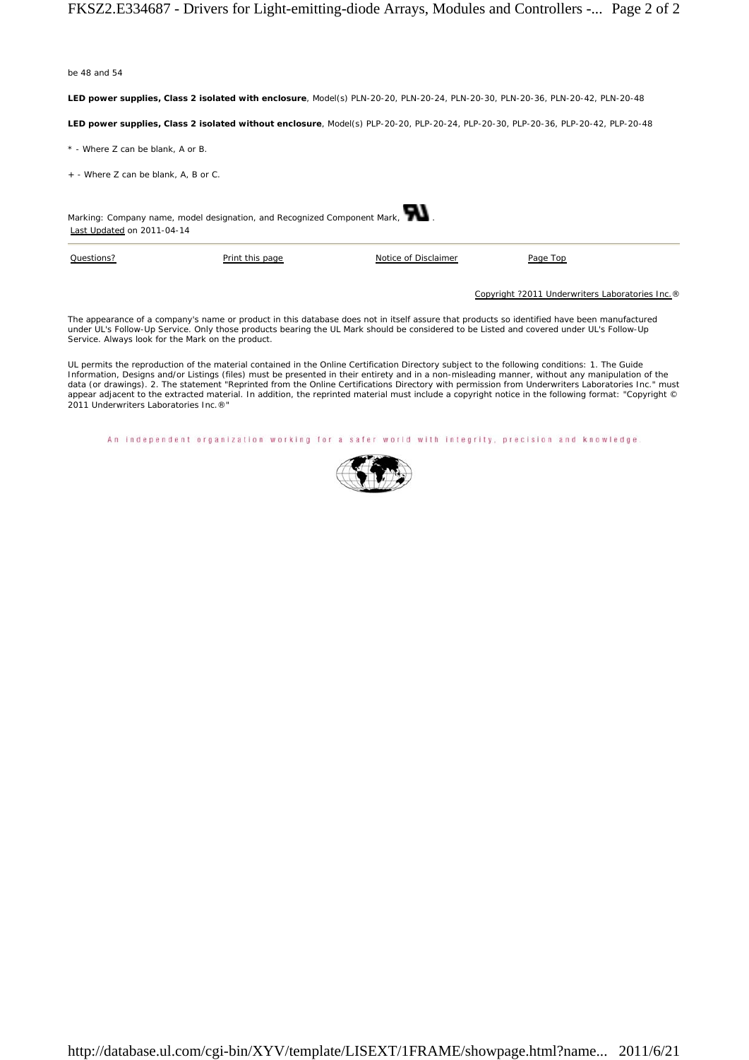be 48 and 54

**LED power supplies, Class 2 isolated with enclosure**, Model(s) PLN-20-20, PLN-20-24, PLN-20-30, PLN-20-36, PLN-20-42, PLN-20-48

**LED power supplies, Class 2 isolated without enclosure**, Model(s) PLP-20-20, PLP-20-24, PLP-20-30, PLP-20-36, PLP-20-42, PLP-20-48

* - Where Z can be blank, A or B.

+ - Where Z can be blank, A, B or C.

Marking: Company name, model designation, and Recognized Component Mark, .

Last Updated on 2011-04-14

Questions? | Print this page | Notice of Disclaimer | Page Top

Copyright ?2011 Underwriters Laboratories Inc.®

The appearance of a company's name or product in this database does not in itself assure that products so identified have been manufactured under UL's Follow-Up Service. Only those products bearing the UL Mark should be considered to be Listed and covered under UL's Follow-Up Service. Always look for the Mark on the product.

UL permits the reproduction of the material contained in the Online Certification Directory subject to the following conditions: 1. The Guide Information, Designs and/or Listings (files) must be presented in their entirety and in a non-misleading manner, without any manipulation of the data (or drawings). 2. The statement "Reprinted from the Online Certifications Directory with permission from Underwriters Laboratories Inc." must appear adjacent to the extracted material. In addition, the reprinted material must include a copyright notice in the following format: "Copyright © 2011 Underwriters Laboratories Inc.®"

An independent organization working for a safer world with integrity, precision and knowledge.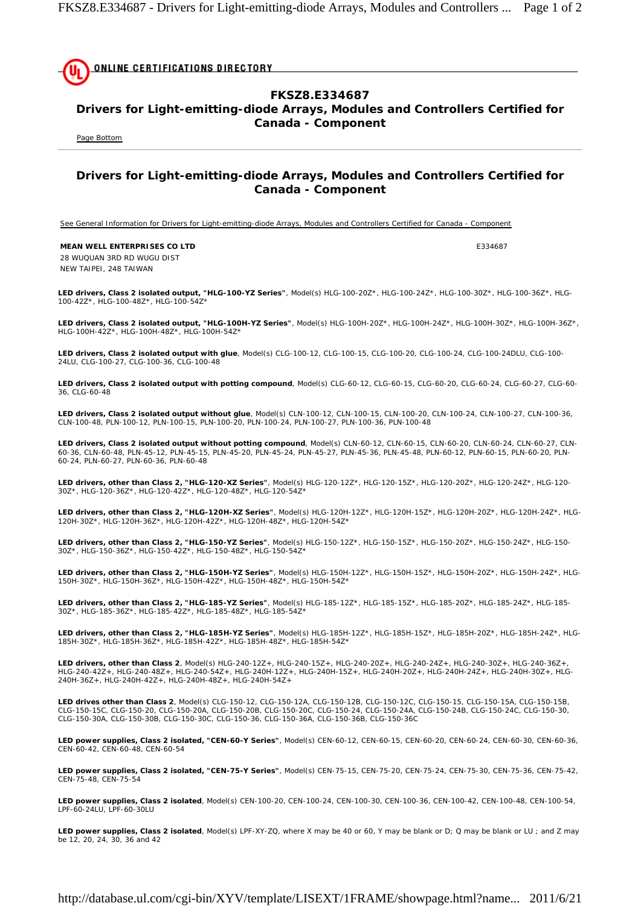# FKSZ8.E334687

## Drivers for Light-emitting-diode Arrays, Modules and Controllers Certified for Canada - Component

Page Bottom

## Drivers for Light-emitting-diode Arrays, Modules and Controllers Certified for Canada - Component

See General Information for Drivers for Light-emitting-diode Arrays, Modules and Controllers Certified for Canada - Component

**MEAN WELL ENTERPRISES CO LTD** E334687

28 WUQUAN 3RD RD WUGU DIST
NEW TAIPEI, 248 TAIWAN

**LED drivers, Class 2 isolated output, "HLG-100-YZ Series"**, Model(s) HLG-100-20Z*, HLG-100-24Z*, HLG-100-30Z*, HLG-100-36Z*, HLG-100-42Z*, HLG-100-48Z*, HLG-100-54Z*

**LED drivers, Class 2 isolated output, "HLG-100H-YZ Series"**, Model(s) HLG-100H-20Z*, HLG-100H-24Z*, HLG-100H-30Z*, HLG-100H-36Z*, HLG-100H-42Z*, HLG-100H-48Z*, HLG-100H-54Z*

**LED drivers, Class 2 isolated output with glue**, Model(s) CLG-100-12, CLG-100-15, CLG-100-20, CLG-100-24, CLG-100-24DLU, CLG-100-24LU, CLG-100-27, CLG-100-36, CLG-100-48

**LED drivers, Class 2 isolated output with potting compound**, Model(s) CLG-60-12, CLG-60-15, CLG-60-20, CLG-60-24, CLG-60-27, CLG-60-36, CLG-60-48

**LED drivers, Class 2 isolated output without glue**, Model(s) CLN-100-12, CLN-100-15, CLN-100-20, CLN-100-24, CLN-100-27, CLN-100-36, CLN-100-48, PLN-100-12, PLN-100-15, PLN-100-20, PLN-100-24, PLN-100-27, PLN-100-36, PLN-100-48

**LED drivers, Class 2 isolated output without potting compound**, Model(s) CLN-60-12, CLN-60-15, CLN-60-20, CLN-60-24, CLN-60-27, CLN-60-36, CLN-60-48, PLN-45-12, PLN-45-15, PLN-45-20, PLN-45-24, PLN-45-27, PLN-45-36, PLN-45-48, PLN-60-12, PLN-60-15, PLN-60-20, PLN-60-24, PLN-60-27, PLN-60-36, PLN-60-48

**LED drivers, other than Class 2, "HLG-120-XZ Series"**, Model(s) HLG-120-12Z*, HLG-120-15Z*, HLG-120-20Z*, HLG-120-24Z*, HLG-120-30Z*, HLG-120-36Z*, HLG-120-42Z*, HLG-120-48Z*, HLG-120-54Z*

**LED drivers, other than Class 2, "HLG-120H-XZ Series"**, Model(s) HLG-120H-12Z*, HLG-120H-15Z*, HLG-120H-20Z*, HLG-120H-24Z*, HLG-120H-30Z*, HLG-120H-36Z*, HLG-120H-42Z*, HLG-120H-48Z*, HLG-120H-54Z*

**LED drivers, other than Class 2, "HLG-150-YZ Series"**, Model(s) HLG-150-12Z*, HLG-150-15Z*, HLG-150-20Z*, HLG-150-24Z*, HLG-150-30Z*, HLG-150-36Z*, HLG-150-42Z*, HLG-150-48Z*, HLG-150-54Z*

**LED drivers, other than Class 2, "HLG-150H-YZ Series"**, Model(s) HLG-150H-12Z*, HLG-150H-15Z*, HLG-150H-20Z*, HLG-150H-24Z*, HLG-150H-30Z*, HLG-150H-36Z*, HLG-150H-42Z*, HLG-150H-48Z*, HLG-150H-54Z*

**LED drivers, other than Class 2, "HLG-185-YZ Series"**, Model(s) HLG-185-12Z*, HLG-185-15Z*, HLG-185-20Z*, HLG-185-24Z*, HLG-185-30Z*, HLG-185-36Z*, HLG-185-42Z*, HLG-185-48Z*, HLG-185-54Z*

**LED drivers, other than Class 2, "HLG-185H-YZ Series"**, Model(s) HLG-185H-12Z*, HLG-185H-15Z*, HLG-185H-20Z*, HLG-185H-24Z*, HLG-185H-30Z*, HLG-185H-36Z*, HLG-185H-42Z*, HLG-185H-48Z*, HLG-185H-54Z*

**LED drivers, other than Class 2**, Model(s) HLG-240-12Z+, HLG-240-15Z+, HLG-240-20Z+, HLG-240-24Z+, HLG-240-30Z+, HLG-240-36Z+, HLG-240-42Z+, HLG-240-48Z+, HLG-240-54Z+, HLG-240H-12Z+, HLG-240H-15Z+, HLG-240H-20Z+, HLG-240H-24Z+, HLG-240H-30Z+, HLG-240H-36Z+, HLG-240H-42Z+, HLG-240H-48Z+, HLG-240H-54Z+

**LED drives other than Class 2**, Model(s) CLG-150-12, CLG-150-12A, CLG-150-12B, CLG-150-12C, CLG-150-15, CLG-150-15A, CLG-150-15B, CLG-150-15C, CLG-150-20, CLG-150-20A, CLG-150-20B, CLG-150-20C, CLG-150-24, CLG-150-24A, CLG-150-24B, CLG-150-24C, CLG-150-30, CLG-150-30A, CLG-150-30B, CLG-150-30C, CLG-150-36, CLG-150-36A, CLG-150-36B, CLG-150-36C

**LED power supplies, Class 2 isolated, "CEN-60-Y Series"**, Model(s) CEN-60-12, CEN-60-15, CEN-60-20, CEN-60-24, CEN-60-30, CEN-60-36, CEN-60-42, CEN-60-48, CEN-60-54

**LED power supplies, Class 2 isolated, "CEN-75-Y Series"**, Model(s) CEN-75-15, CEN-75-20, CEN-75-24, CEN-75-30, CEN-75-36, CEN-75-42, CEN-75-48, CEN-75-54

**LED power supplies, Class 2 isolated**, Model(s) CEN-100-20, CEN-100-24, CEN-100-30, CEN-100-36, CEN-100-42, CEN-100-48, CEN-100-54, LPF-60-24LU, LPF-60-30LU

**LED power supplies, Class 2 isolated**, Model(s) LPF-XY-ZQ, where X may be 40 or 60, Y may be blank or D; Q may be blank or LU ; and Z may be 12, 20, 24, 30, 36 and 42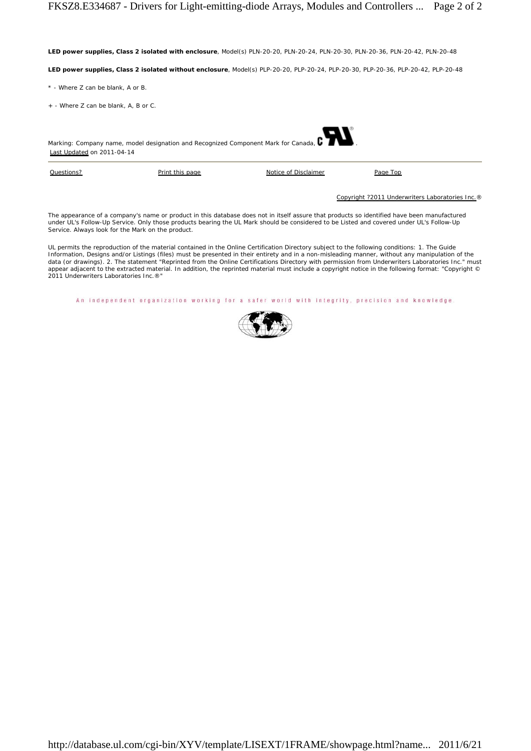**LED power supplies, Class 2 isolated with enclosure**, Model(s) PLN-20-20, PLN-20-24, PLN-20-30, PLN-20-36, PLN-20-42, PLN-20-48

**LED power supplies, Class 2 isolated without enclosure**, Model(s) PLP-20-20, PLP-20-24, PLP-20-30, PLP-20-36, PLP-20-42, PLP-20-48

* - Where Z can be blank, A or B.

+ - Where Z can be blank, A, B or C.

Marking: Company name, model designation and Recognized Component Mark for Canada, .

Last Updated on 2011-04-14

Questions? | Print this page | Notice of Disclaimer | Page Top

Copyright ?2011 Underwriters Laboratories Inc.®

The appearance of a company's name or product in this database does not in itself assure that products so identified have been manufactured under UL's Follow-Up Service. Only those products bearing the UL Mark should be considered to be Listed and covered under UL's Follow-Up Service. Always look for the Mark on the product.

UL permits the reproduction of the material contained in the Online Certification Directory subject to the following conditions: 1. The Guide Information, Designs and/or Listings (files) must be presented in their entirety and in a non-misleading manner, without any manipulation of the data (or drawings). 2. The statement "Reprinted from the Online Certifications Directory with permission from Underwriters Laboratories Inc." must appear adjacent to the extracted material. In addition, the reprinted material must include a copyright notice in the following format: "Copyright © 2011 Underwriters Laboratories Inc.®"

An independent organization working for a safer world with integrity, precision and knowledge.